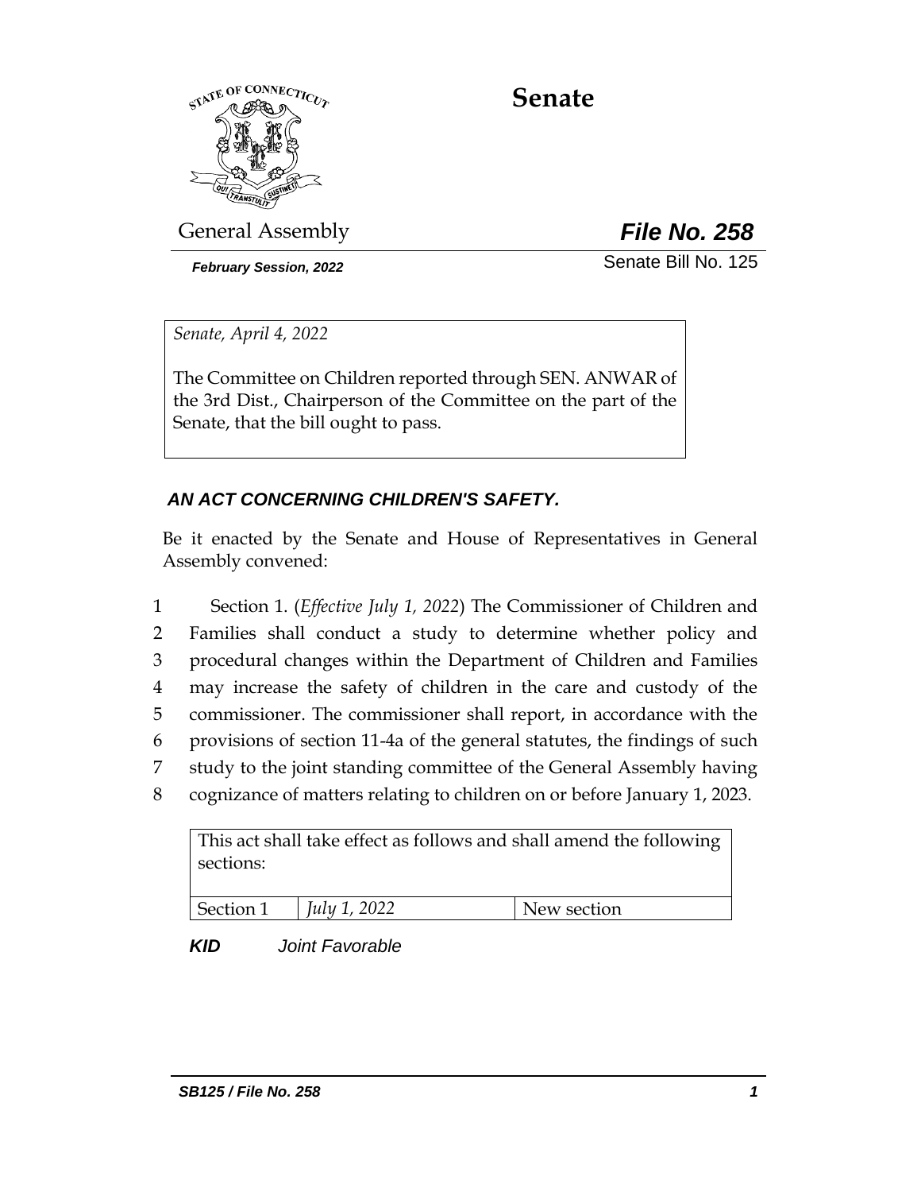# Senate

General Assembly

***File No. 258***

***February Session, 2022***

Senate Bill No. 125

*Senate, April 4, 2022*

The Committee on Children reported through SEN. ANWAR of the 3rd Dist., Chairperson of the Committee on the part of the Senate, that the bill ought to pass.

***AN ACT CONCERNING CHILDREN'S SAFETY.***

Be it enacted by the Senate and House of Representatives in General Assembly convened:

1 Section 1. (*Effective July 1, 2022*) The Commissioner of Children and
2 Families shall conduct a study to determine whether policy and
3 procedural changes within the Department of Children and Families
4 may increase the safety of children in the care and custody of the
5 commissioner. The commissioner shall report, in accordance with the
6 provisions of section 11-4a of the general statutes, the findings of such
7 study to the joint standing committee of the General Assembly having
8 cognizance of matters relating to children on or before January 1, 2023.

| This act shall take effect as follows and shall amend the following sections: | | |
|---|---|---|
| Section 1 | *July 1, 2022* | New section |

***KID*** *Joint Favorable*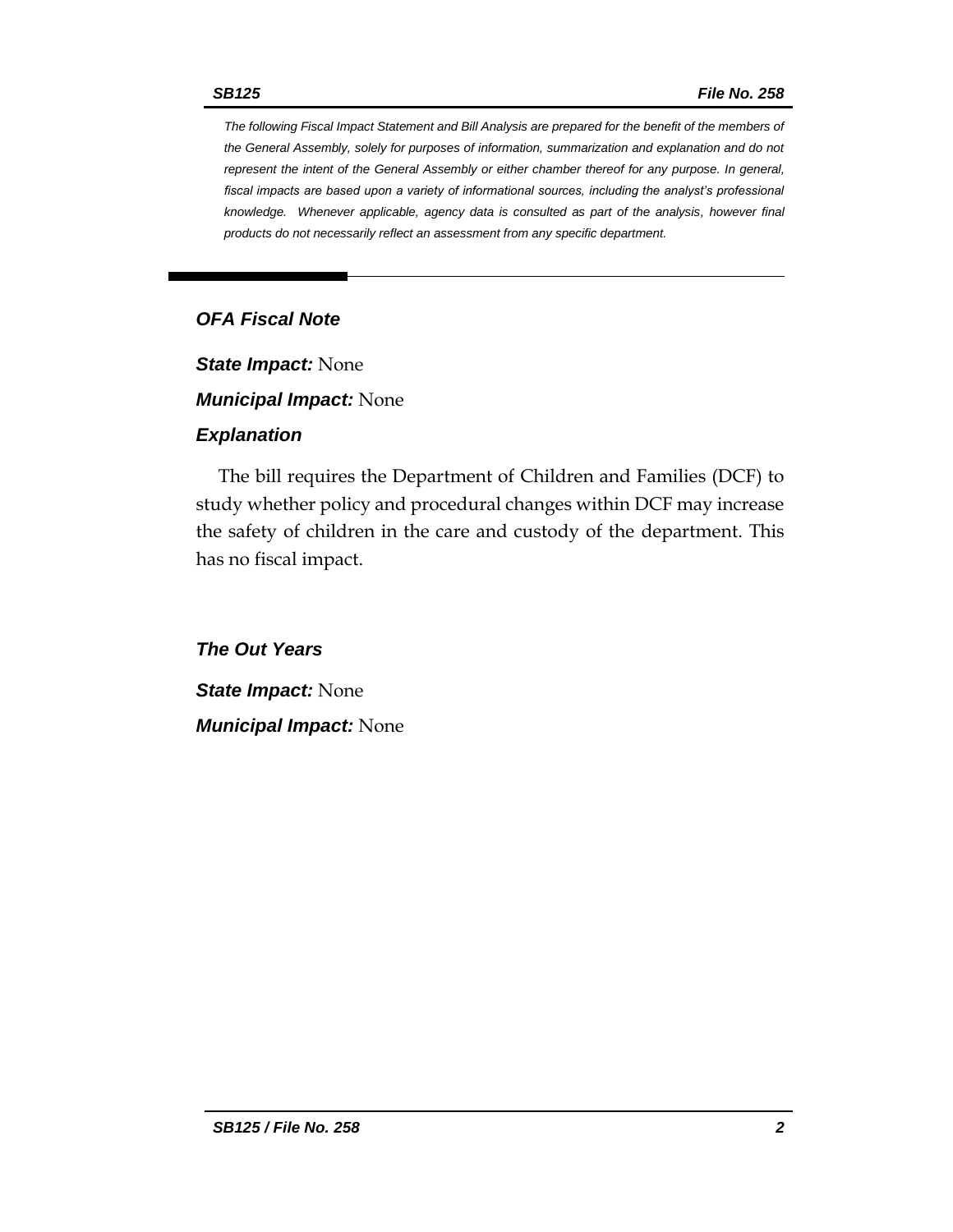*The following Fiscal Impact Statement and Bill Analysis are prepared for the benefit of the members of the General Assembly, solely for purposes of information, summarization and explanation and do not represent the intent of the General Assembly or either chamber thereof for any purpose. In general, fiscal impacts are based upon a variety of informational sources, including the analyst's professional knowledge. Whenever applicable, agency data is consulted as part of the analysis, however final products do not necessarily reflect an assessment from any specific department.*

## OFA Fiscal Note

***State Impact:*** None

***Municipal Impact:*** None

### Explanation

The bill requires the Department of Children and Families (DCF) to study whether policy and procedural changes within DCF may increase the safety of children in the care and custody of the department. This has no fiscal impact.

### The Out Years

***State Impact:*** None

***Municipal Impact:*** None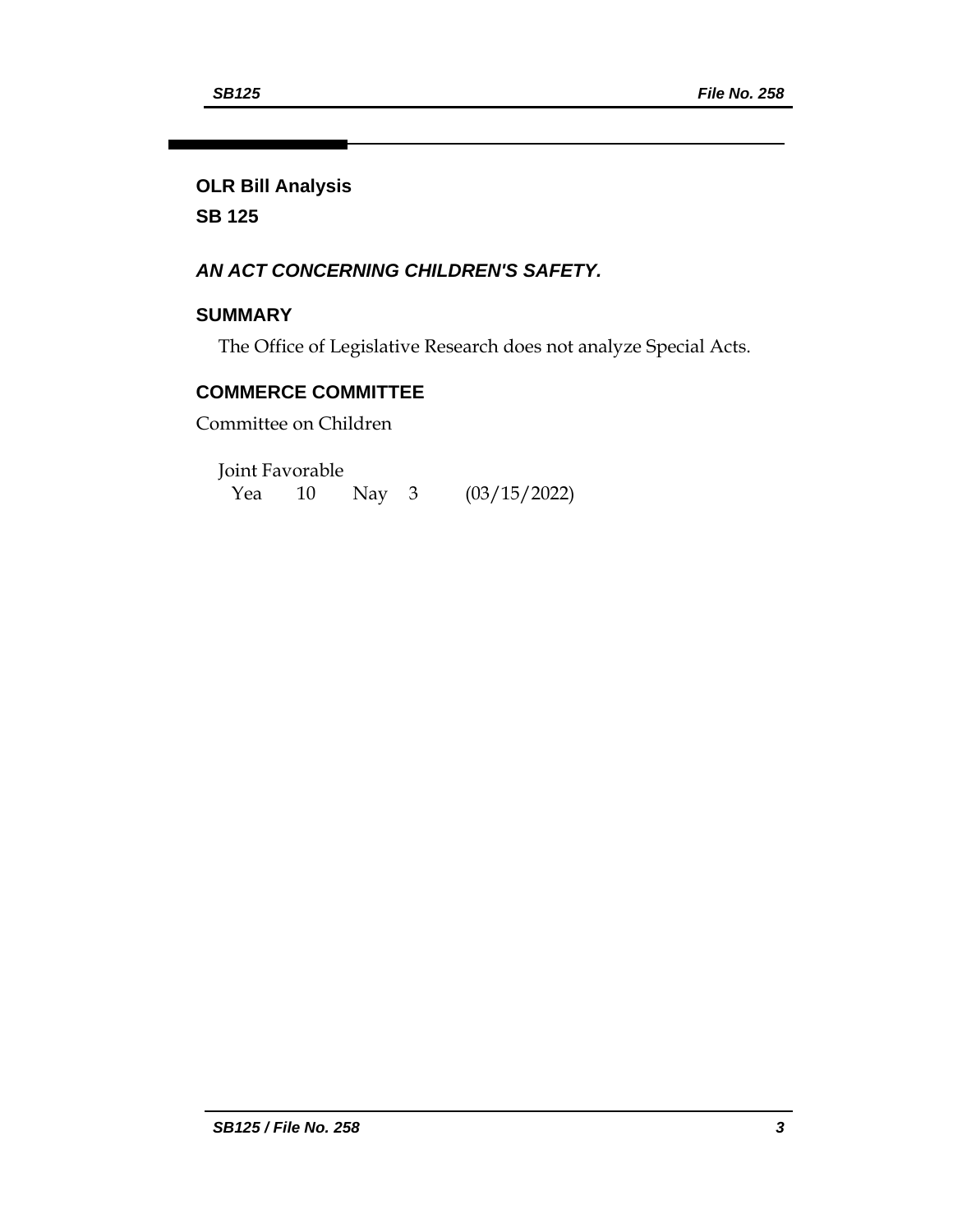**OLR Bill Analysis**

**SB 125**

***AN ACT CONCERNING CHILDREN'S SAFETY.***

## SUMMARY

The Office of Legislative Research does not analyze Special Acts.

## COMMERCE COMMITTEE

Committee on Children

Joint Favorable

| | | | | |
|---|---|---|---|---|
| Yea | 10 | Nay | 3 | (03/15/2022) |